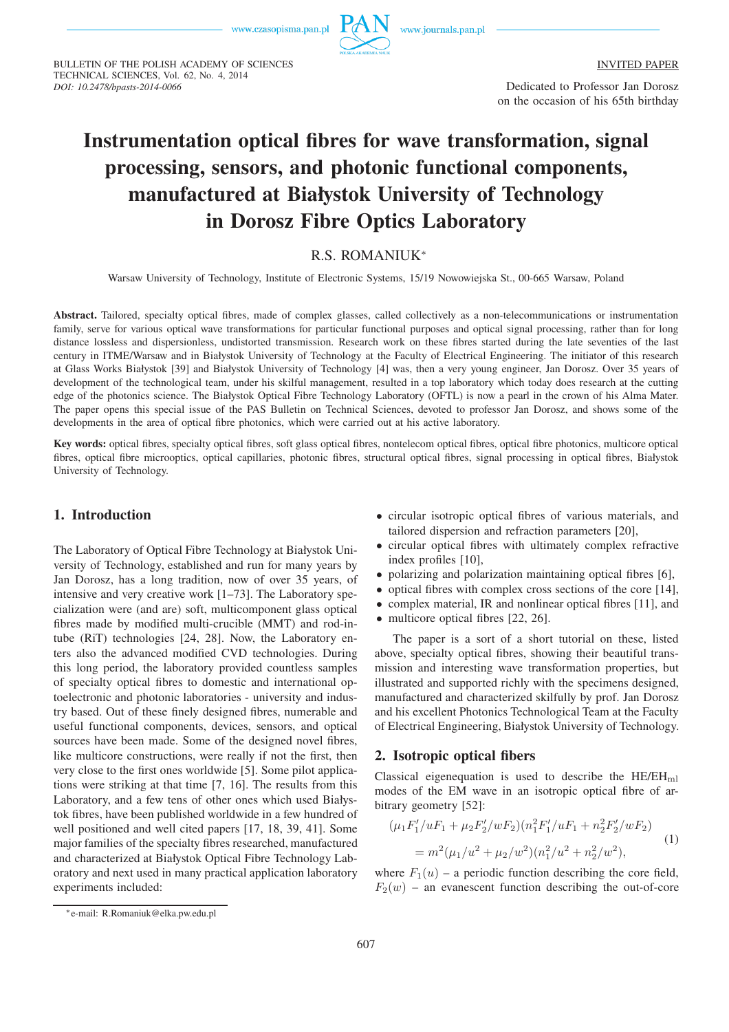INVITED PAPER

Dedicated to Professor Jan Dorosz
on the occasion of his 65th birthday

# Instrumentation optical fibres for wave transformation, signal processing, sensors, and photonic functional components, manufactured at Białystok University of Technology in Dorosz Fibre Optics Laboratory

R.S. ROMANIUK*

Warsaw University of Technology, Institute of Electronic Systems, 15/19 Nowowiejska St., 00-665 Warsaw, Poland

**Abstract.** Tailored, specialty optical fibres, made of complex glasses, called collectively as a non-telecommunications or instrumentation family, serve for various optical wave transformations for particular functional purposes and optical signal processing, rather than for long distance lossless and dispersionless, undistorted transmission. Research work on these fibres started during the late seventies of the last century in ITME/Warsaw and in Białystok University of Technology at the Faculty of Electrical Engineering. The initiator of this research at Glass Works Białystok [39] and Białystok University of Technology [4] was, then a very young engineer, Jan Dorosz. Over 35 years of development of the technological team, under his skilful management, resulted in a top laboratory which today does research at the cutting edge of the photonics science. The Białystok Optical Fibre Technology Laboratory (OFTL) is now a pearl in the crown of his Alma Mater. The paper opens this special issue of the PAS Bulletin on Technical Sciences, devoted to professor Jan Dorosz, and shows some of the developments in the area of optical fibre photonics, which were carried out at his active laboratory.

**Key words:** optical fibres, specialty optical fibres, soft glass optical fibres, nontelecom optical fibres, optical fibre photonics, multicore optical fibres, optical fibre microoptics, optical capillaries, photonic fibres, structural optical fibres, signal processing in optical fibres, Białystok University of Technology.

## 1. Introduction

The Laboratory of Optical Fibre Technology at Białystok University of Technology, established and run for many years by Jan Dorosz, has a long tradition, now of over 35 years, of intensive and very creative work [1–73]. The Laboratory specialization were (and are) soft, multicomponent glass optical fibres made by modified multi-crucible (MMT) and rod-in-tube (RiT) technologies [24, 28]. Now, the Laboratory enters also the advanced modified CVD technologies. During this long period, the laboratory provided countless samples of specialty optical fibres to domestic and international optoelectronic and photonic laboratories - university and industry based. Out of these finely designed fibres, numerable and useful functional components, devices, sensors, and optical sources have been made. Some of the designed novel fibres, like multicore constructions, were really if not the first, then very close to the first ones worldwide [5]. Some pilot applications were striking at that time [7, 16]. The results from this Laboratory, and a few tens of other ones which used Białystok fibres, have been published worldwide in a few hundred of well positioned and well cited papers [17, 18, 39, 41]. Some major families of the specialty fibres researched, manufactured and characterized at Białystok Optical Fibre Technology Laboratory and next used in many practical application laboratory experiments included:

- circular isotropic optical fibres of various materials, and tailored dispersion and refraction parameters [20],
- circular optical fibres with ultimately complex refractive index profiles [10],
- polarizing and polarization maintaining optical fibres [6],
- optical fibres with complex cross sections of the core [14],
- complex material, IR and nonlinear optical fibres [11], and
- multicore optical fibres [22, 26].

The paper is a sort of a short tutorial on these, listed above, specialty optical fibres, showing their beautiful transmission and interesting wave transformation properties, but illustrated and supported richly with the specimens designed, manufactured and characterized skilfully by prof. Jan Dorosz and his excellent Photonics Technological Team at the Faculty of Electrical Engineering, Białystok University of Technology.

## 2. Isotropic optical fibers

Classical eigenequation is used to describe the HE/EH$_{ml}$ modes of the EM wave in an isotropic optical fibre of arbitrary geometry [52]:

$$(\mu_1 F_1'/uF_1 + \mu_2 F_2'/wF_2)(n_1^2 F_1'/uF_1 + n_2^2 F_2'/wF_2) \\ = m^2(\mu_1/u^2 + \mu_2/w^2)(n_1^2/u^2 + n_2^2/w^2), \tag{1}$$

where $F_1(u)$ – a periodic function describing the core field, $F_2(w)$ – an evanescent function describing the out-of-core

*e-mail: R.Romaniuk@elka.pw.edu.pl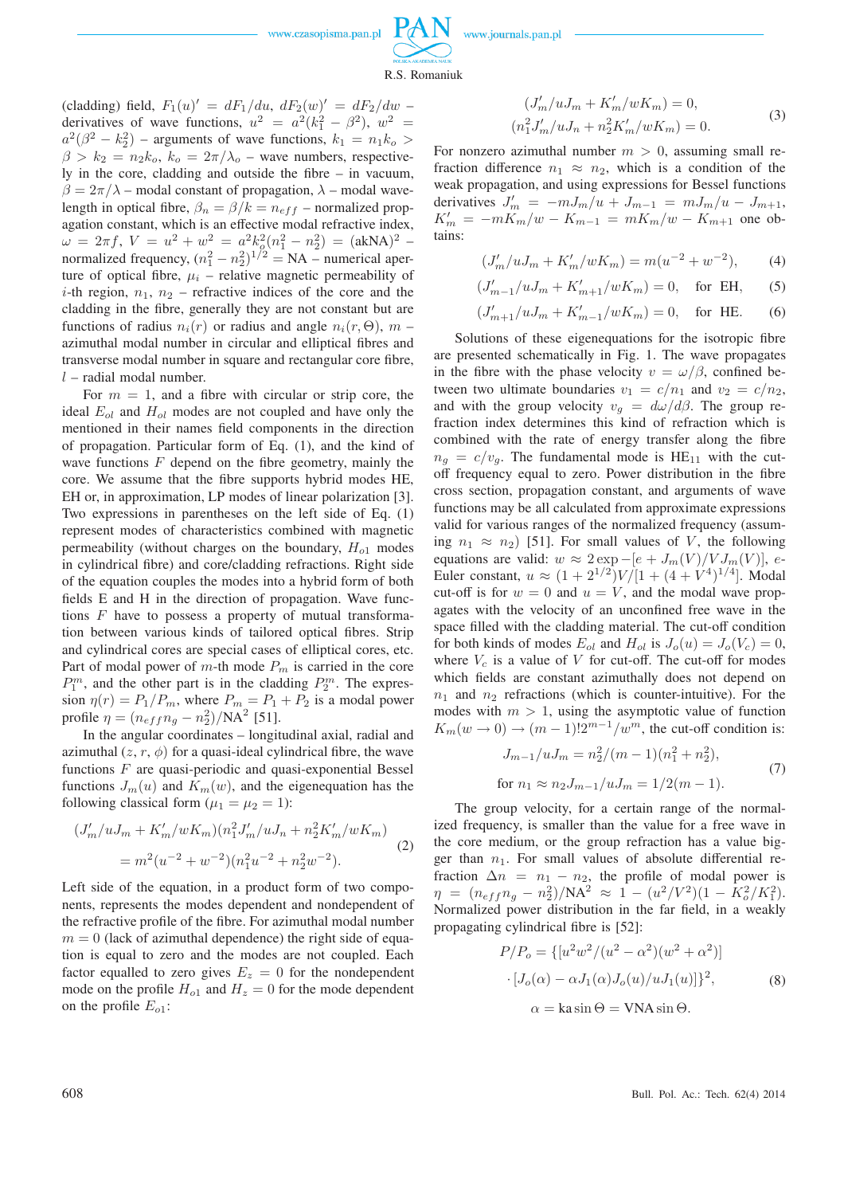(cladding) field, $F_1(u)' = dF_1/du$, $dF_2(w)' = dF_2/dw$ – derivatives of wave functions, $u^2 = a^2(k_1^2 - \beta^2)$, $w^2 = a^2(\beta^2 - k_2^2)$ – arguments of wave functions, $k_1 = n_1 k_o > \beta > k_2 = n_2 k_o$, $k_o = 2\pi/\lambda_o$ – wave numbers, respectively in the core, cladding and outside the fibre – in vacuum, $\beta = 2\pi/\lambda$ – modal constant of propagation, $\lambda$ – modal wavelength in optical fibre, $\beta_n = \beta/k = n_{eff}$ – normalized propagation constant, which is an effective modal refractive index, $\omega = 2\pi f$, $V = u^2 + w^2 = a^2 k_o^2(n_1^2 - n_2^2) = (\text{akNA})^2$ – normalized frequency, $(n_1^2 - n_2^2)^{1/2} = \text{NA}$ – numerical aperture of optical fibre, $\mu_i$ – relative magnetic permeability of $i$-th region, $n_1$, $n_2$ – refractive indices of the core and the cladding in the fibre, generally they are not constant but are functions of radius $n_i(r)$ or radius and angle $n_i(r, \Theta)$, $m$ – azimuthal modal number in circular and elliptical fibres and transverse modal number in square and rectangular core fibre, $l$ – radial modal number.

For $m = 1$, and a fibre with circular or strip core, the ideal $E_{ol}$ and $H_{ol}$ modes are not coupled and have only the mentioned in their names field components in the direction of propagation. Particular form of Eq. (1), and the kind of wave functions $F$ depend on the fibre geometry, mainly the core. We assume that the fibre supports hybrid modes HE, EH or, in approximation, LP modes of linear polarization [3]. Two expressions in parentheses on the left side of Eq. (1) represent modes of characteristics combined with magnetic permeability (without charges on the boundary, $H_{o1}$ modes in cylindrical fibre) and core/cladding refractions. Right side of the equation couples the modes into a hybrid form of both fields E and H in the direction of propagation. Wave functions $F$ have to possess a property of mutual transformation between various kinds of tailored optical fibres. Strip and cylindrical cores are special cases of elliptical cores, etc. Part of modal power of $m$-th mode $P_m$ is carried in the core $P_1^m$, and the other part is in the cladding $P_2^m$. The expression $\eta(r) = P_1/P_m$, where $P_m = P_1 + P_2$ is a modal power profile $\eta = (n_{eff} n_g - n_2^2)/\text{NA}^2$ [51].

In the angular coordinates – longitudinal axial, radial and azimuthal $(z, r, \phi)$ for a quasi-ideal cylindrical fibre, the wave functions $F$ are quasi-periodic and quasi-exponential Bessel functions $J_m(u)$ and $K_m(w)$, and the eigenequation has the following classical form ($\mu_1 = \mu_2 = 1$):

$$
\begin{aligned}
(J_m'/uJ_m + K_m'/wK_m)&(n_1^2 J_m'/uJ_n + n_2^2 K_m'/wK_m) \\
&= m^2(u^{-2} + w^{-2})(n_1^2 u^{-2} + n_2^2 w^{-2}).
\end{aligned}
\tag{2}
$$

Left side of the equation, in a product form of two components, represents the modes dependent and nondependent of the refractive profile of the fibre. For azimuthal modal number $m = 0$ (lack of azimuthal dependence) the right side of equation is equal to zero and the modes are not coupled. Each factor equalled to zero gives $E_z = 0$ for the nondependent mode on the profile $H_{o1}$ and $H_z = 0$ for the mode dependent on the profile $E_{o1}$:

$$
\begin{aligned}
(J_m'/uJ_m + K_m'/wK_m) &= 0, \\
(n_1^2 J_m'/uJ_m + n_2^2 K_m'/wK_m) &= 0.
\end{aligned}
\tag{3}
$$

For nonzero azimuthal number $m > 0$, assuming small refraction difference $n_1 \approx n_2$, which is a condition of the weak propagation, and using expressions for Bessel functions derivatives $J_m' = -mJ_m/u + J_{m-1} = mJ_m/u - J_{m+1}$, $K_m' = -mK_m/w - K_{m-1} = mK_m/w - K_{m+1}$ one obtains:

$$
(J_m'/uJ_m + K_m'/wK_m) = m(u^{-2} + w^{-2}), \tag{4}
$$

$$
(J_{m-1}'/uJ_m + K_{m+1}'/wK_m) = 0, \quad \text{for EH}, \tag{5}
$$

$$
(J_{m+1}'/uJ_m + K_{m-1}'/wK_m) = 0, \quad \text{for HE}. \tag{6}
$$

Solutions of these eigenequations for the isotropic fibre are presented schematically in Fig. 1. The wave propagates in the fibre with the phase velocity $v = \omega/\beta$, confined between two ultimate boundaries $v_1 = c/n_1$ and $v_2 = c/n_2$, and with the group velocity $v_g = d\omega/d\beta$. The group refraction index determines this kind of refraction which is combined with the rate of energy transfer along the fibre $n_g = c/v_g$. The fundamental mode is $\text{HE}_{11}$ with the cut-off frequency equal to zero. Power distribution in the fibre cross section, propagation constant, and arguments of wave functions may be all calculated from approximate expressions valid for various ranges of the normalized frequency (assuming $n_1 \approx n_2$) [51]. For small values of $V$, the following equations are valid: $w \approx 2\exp -[e + J_m(V)/VJ_m(V)]$, $e$-Euler constant, $u \approx (1 + 2^{1/2})V/[1 + (4 + V^4)^{1/4}]$. Modal cut-off is for $w = 0$ and $u = V$, and the modal wave propagates with the velocity of an unconfined free wave in the space filled with the cladding material. The cut-off condition for both kinds of modes $E_{ol}$ and $H_{ol}$ is $J_o(u) = J_o(V_c) = 0$, where $V_c$ is a value of $V$ for cut-off. The cut-off for modes which fields are constant azimuthally does not depend on $n_1$ and $n_2$ refractions (which is counter-intuitive). For the modes with $m > 1$, using the asymptotic value of function $K_m(w \to 0) \to (m-1)!2^{m-1}/w^m$, the cut-off condition is:

$$
\begin{aligned}
J_{m-1}/uJ_m &= n_2^2/(m-1)(n_1^2 + n_2^2), \\
\text{for } n_1 \approx n_2 J_{m-1}/uJ_m &= 1/2(m-1).
\end{aligned}
\tag{7}
$$

The group velocity, for a certain range of the normalized frequency, is smaller than the value for a free wave in the core medium, or the group refraction has a value bigger than $n_1$. For small values of absolute differential refraction $\Delta n = n_1 - n_2$, the profile of modal power is $\eta = (n_{eff} n_g - n_2^2)/\text{NA}^2 \approx 1 - (u^2/V^2)(1 - K_o^2/K_1^2)$. Normalized power distribution in the far field, in a weakly propagating cylindrical fibre is [52]:

$$
\begin{aligned}
P/P_o &= \{[u^2 w^2/(u^2 - \alpha^2)(w^2 + \alpha^2)] \\
&\cdot [J_o(\alpha) - \alpha J_1(\alpha) J_o(u)/uJ_1(u)]\}^2, \\
\alpha &= \text{ka}\sin\Theta = \text{VNA}\sin\Theta.
\end{aligned}
\tag{8}
$$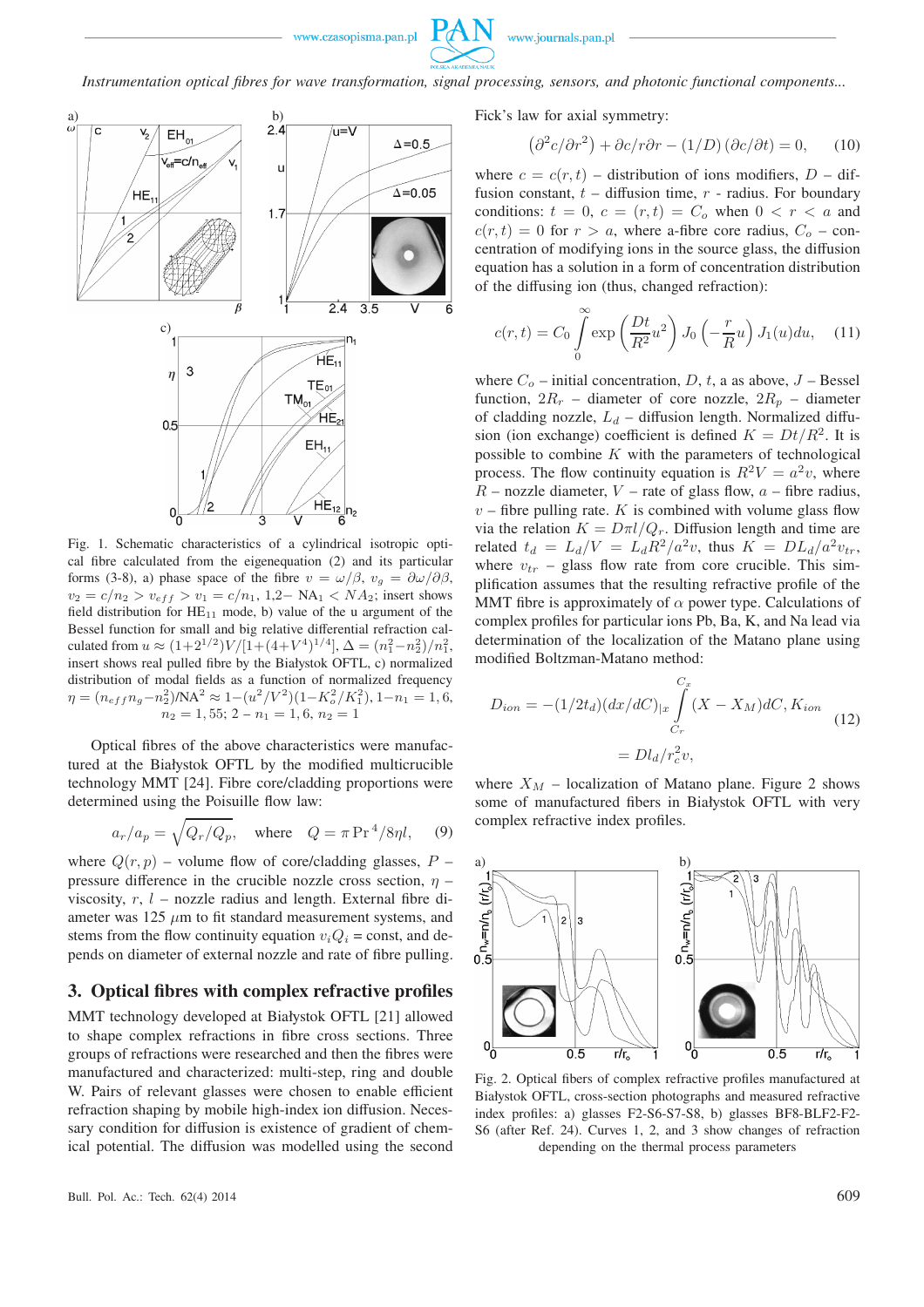Fig. 1. Schematic characteristics of a cylindrical isotropic optical fibre calculated from the eigenequation (2) and its particular forms (3-8), a) phase space of the fibre $v = \omega/\beta$, $v_g = \partial\omega/\partial\beta$, $v_2 = c/n_2 > v_{eff} > v_1 = c/n_1$, 1,2– $NA_1 < NA_2$; insert shows field distribution for $HE_{11}$ mode, b) value of the u argument of the Bessel function for small and big relative differential refraction calculated from $u \approx (1+2^{1/2})V/[1+(4+V^4)^{1/4}]$, $\Delta = (n_1^2 - n_2^2)/n_1^2$, insert shows real pulled fibre by the Białystok OFTL, c) normalized distribution of modal fields as a function of normalized frequency $\eta = (n_{eff}n_g - n_2^2)/\text{NA}^2 \approx 1-(u^2/V^2)(1-K_o^2/K_1^2)$, $1-n_1 = 1,6$, $n_2 = 1,55$; $2-n_1 = 1,6$, $n_2 = 1$

Optical fibres of the above characteristics were manufactured at the Białystok OFTL by the modified multicrucible technology MMT [24]. Fibre core/cladding proportions were determined using the Poisuille flow law:

$$a_r/a_p = \sqrt{Q_r/Q_p}, \quad \text{where} \quad Q = \pi \Pr{}^4/8\eta l, \tag{9}$$

where $Q(r,p)$ – volume flow of core/cladding glasses, $P$ – pressure difference in the crucible nozzle cross section, $\eta$ – viscosity, $r$, $l$ – nozzle radius and length. External fibre diameter was 125 $\mu$m to fit standard measurement systems, and stems from the flow continuity equation $v_i Q_i$ = const, and depends on diameter of external nozzle and rate of fibre pulling.

## 3. Optical fibres with complex refractive profiles

MMT technology developed at Białystok OFTL [21] allowed to shape complex refractions in fibre cross sections. Three groups of refractions were researched and then the fibres were manufactured and characterized: multi-step, ring and double W. Pairs of relevant glasses were chosen to enable efficient refraction shaping by mobile high-index ion diffusion. Necessary condition for diffusion is existence of gradient of chemical potential. The diffusion was modelled using the second Fick's law for axial symmetry:

$$\left(\partial^2 c/\partial r^2\right) + \partial c/r\partial r - (1/D)\left(\partial c/\partial t\right) = 0, \tag{10}$$

where $c = c(r,t)$ – distribution of ions modifiers, $D$ – diffusion constant, $t$ – diffusion time, $r$ - radius. For boundary conditions: $t = 0$, $c = (r,t) = C_o$ when $0 < r < a$ and $c(r,t) = 0$ for $r > a$, where a-fibre core radius, $C_o$ – concentration of modifying ions in the source glass, the diffusion equation has a solution in a form of concentration distribution of the diffusing ion (thus, changed refraction):

$$c(r,t) = C_0 \int\limits_0^\infty \exp\left(\frac{Dt}{R^2}u^2\right) J_0\left(-\frac{r}{R}u\right) J_1(u)du, \tag{11}$$

where $C_o$ – initial concentration, $D$, $t$, $a$ as above, $J$ – Bessel function, $2R_r$ – diameter of core nozzle, $2R_p$ – diameter of cladding nozzle, $L_d$ – diffusion length. Normalized diffusion (ion exchange) coefficient is defined $K = Dt/R^2$. It is possible to combine $K$ with the parameters of technological process. The flow continuity equation is $R^2V = a^2v$, where $R$ – nozzle diameter, $V$ – rate of glass flow, $a$ – fibre radius, $v$ – fibre pulling rate. $K$ is combined with volume glass flow via the relation $K = D\pi l/Q_r$. Diffusion length and time are related $t_d = L_d/V = L_d R^2/a^2 v$, thus $K = DL_d/a^2 v_{tr}$, where $v_{tr}$ – glass flow rate from core crucible. This simplification assumes that the resulting refractive profile of the MMT fibre is approximately of $\alpha$ power type. Calculations of complex profiles for particular ions Pb, Ba, K, and Na lead via determination of the localization of the Matano plane using modified Boltzmann-Matano method:

$$D_{ion} = -(1/2t_d)(dx/dC)_{|x} \int\limits_{C_r}^{C_x} (X - X_M)dC, K_{ion} = Dl_d/r_c^2 v, \tag{12}$$

where $X_M$ – localization of Matano plane. Figure 2 shows some of manufactured fibers in Białystok OFTL with very complex refractive index profiles.

Fig. 2. Optical fibers of complex refractive profiles manufactured at Białystok OFTL, cross-section photographs and measured refractive index profiles: a) glasses F2-S6-S7-S8, b) glasses BF8-BLF2-F2-S6 (after Ref. 24). Curves 1, 2, and 3 show changes of refraction depending on the thermal process parameters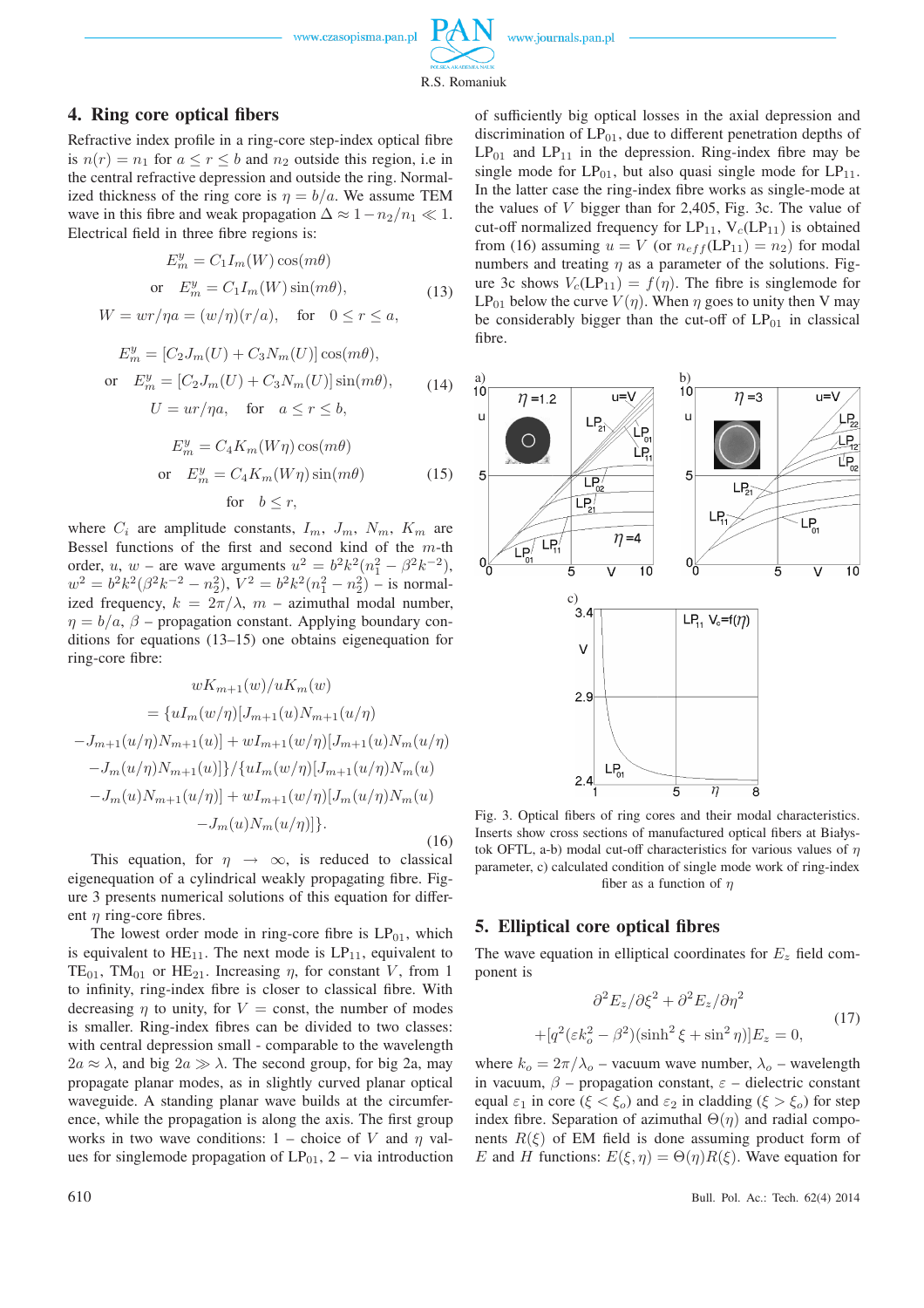## 4. Ring core optical fibers

Refractive index profile in a ring-core step-index optical fibre is $n(r) = n_1$ for $a \leq r \leq b$ and $n_2$ outside this region, i.e in the central refractive depression and outside the ring. Normalized thickness of the ring core is $\eta = b/a$. We assume TEM wave in this fibre and weak propagation $\Delta \approx 1 - n_2/n_1 \ll 1$. Electrical field in three fibre regions is:

$$
\begin{gathered}
E_m^y = C_1 I_m(W)\cos(m\theta) \\
\text{or} \quad E_m^y = C_1 I_m(W)\sin(m\theta), \\
W = wr/\eta a = (w/\eta)(r/a), \quad \text{for} \quad 0 \leq r \leq a,
\end{gathered}
\tag{13}
$$

$$
\begin{gathered}
E_m^y = [C_2 J_m(U) + C_3 N_m(U)]\cos(m\theta), \\
\text{or} \quad E_m^y = [C_2 J_m(U) + C_3 N_m(U)]\sin(m\theta), \\
U = ur/\eta a, \quad \text{for} \quad a \leq r \leq b,
\end{gathered}
\tag{14}
$$

$$
\begin{gathered}
E_m^y = C_4 K_m(W\eta)\cos(m\theta) \\
\text{or} \quad E_m^y = C_4 K_m(W\eta)\sin(m\theta) \\
\text{for} \quad b \leq r,
\end{gathered}
\tag{15}
$$

where $C_i$ are amplitude constants, $I_m$, $J_m$, $N_m$, $K_m$ are Bessel functions of the first and second kind of the $m$-th order, $u$, $w$ – are wave arguments $u^2 = b^2k^2(n_1^2 - \beta^2k^{-2})$, $w^2 = b^2k^2(\beta^2k^{-2} - n_2^2)$, $V^2 = b^2k^2(n_1^2 - n_2^2)$ – is normalized frequency, $k = 2\pi/\lambda$, $m$ – azimuthal modal number, $\eta = b/a$, $\beta$ – propagation constant. Applying boundary conditions for equations (13–15) one obtains eigenequation for ring-core fibre:

$$
\begin{gathered}
wK_{m+1}(w)/uK_m(w) \\
= \{uI_m(w/\eta)[J_{m+1}(u)N_{m+1}(u/\eta) \\
-J_{m+1}(u/\eta)N_{m+1}(u)] + wI_{m+1}(w/\eta)[J_{m+1}(u)N_m(u/\eta) \\
-J_m(u/\eta)N_{m+1}(u)]\}/\{uI_m(w/\eta)[J_{m+1}(u/\eta)N_m(u) \\
-J_m(u)N_{m+1}(u/\eta)] + wI_{m+1}(w/\eta)[J_m(u/\eta)N_m(u) \\
-J_m(u)N_m(u/\eta)]\}.
\end{gathered}
\tag{16}
$$

This equation, for $\eta \to \infty$, is reduced to classical eigenequation of a cylindrical weakly propagating fibre. Figure 3 presents numerical solutions of this equation for different $\eta$ ring-core fibres.

The lowest order mode in ring-core fibre is $LP_{01}$, which is equivalent to $HE_{11}$. The next mode is $LP_{11}$, equivalent to $TE_{01}$, $TM_{01}$ or $HE_{21}$. Increasing $\eta$, for constant $V$, from 1 to infinity, ring-index fibre is closer to classical fibre. With decreasing $\eta$ to unity, for $V$ = const, the number of modes is smaller. Ring-index fibres can be divided to two classes: with central depression small - comparable to the wavelength $2a \approx \lambda$, and big $2a \gg \lambda$. The second group, for big 2a, may propagate planar modes, as in slightly curved planar optical waveguide. A standing planar wave builds at the circumference, while the propagation is along the axis. The first group works in two wave conditions: 1 – choice of $V$ and $\eta$ values for singlemode propagation of $LP_{01}$, 2 – via introduction of sufficiently big optical losses in the axial depression and discrimination of $LP_{01}$, due to different penetration depths of $LP_{01}$ and $LP_{11}$ in the depression. Ring-index fibre may be single mode for $LP_{01}$, but also quasi single mode for $LP_{11}$. In the latter case the ring-index fibre works as single-mode at the values of $V$ bigger than for 2,405, Fig. 3c. The value of cut-off normalized frequency for $LP_{11}$, $V_c(LP_{11})$ is obtained from (16) assuming $u = V$ (or $n_{eff}(LP_{11}) = n_2$) for modal numbers and treating $\eta$ as a parameter of the solutions. Figure 3c shows $V_c(LP_{11}) = f(\eta)$. The fibre is singlemode for $LP_{01}$ below the curve $V(\eta)$. When $\eta$ goes to unity then V may be considerably bigger than the cut-off of $LP_{01}$ in classical fibre.

Fig. 3. Optical fibers of ring cores and their modal characteristics. Inserts show cross sections of manufactured optical fibers at Bialystok OFTL, a-b) modal cut-off characteristics for various values of $\eta$ parameter, c) calculated condition of single mode work of ring-index fiber as a function of $\eta$

## 5. Elliptical core optical fibres

The wave equation in elliptical coordinates for $E_z$ field component is

$$
\begin{gathered}
\partial^2 E_z/\partial\xi^2 + \partial^2 E_z/\partial\eta^2 \\
+[q^2(\varepsilon k_o^2 - \beta^2)(\sinh^2\xi + \sin^2\eta)]E_z = 0,
\end{gathered}
\tag{17}
$$

where $k_o = 2\pi/\lambda_o$ – vacuum wave number, $\lambda_o$ – wavelength in vacuum, $\beta$ – propagation constant, $\varepsilon$ – dielectric constant equal $\varepsilon_1$ in core ($\xi < \xi_o$) and $\varepsilon_2$ in cladding ($\xi > \xi_o$) for step index fibre. Separation of azimuthal $\Theta(\eta)$ and radial components $R(\xi)$ of EM field is done assuming product form of $E$ and $H$ functions: $E(\xi,\eta) = \Theta(\eta)R(\xi)$. Wave equation for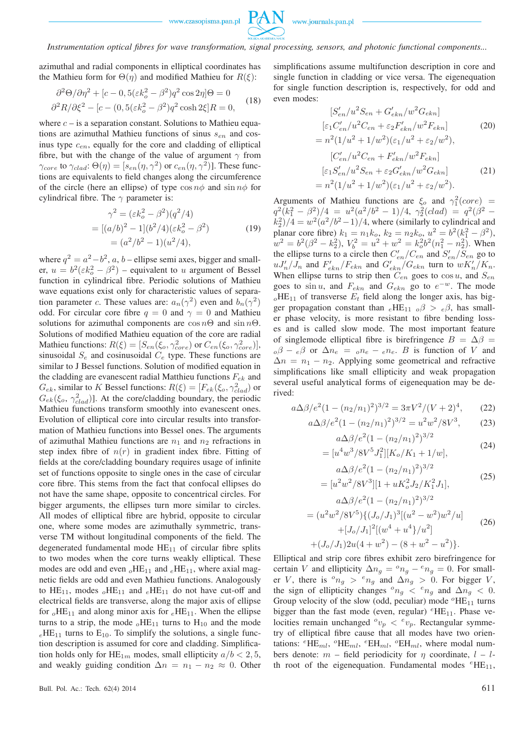azimuthal and radial components in elliptical coordinates has the Mathieu form for $\Theta(\eta)$ and modified Mathieu for $R(\xi)$:

$$\begin{aligned}\partial^2\Theta/\partial\eta^2 + [c - 0,5(\varepsilon k_o^2 - \beta^2)q^2\cos 2\eta]\Theta = 0\\ \partial^2 R/\partial\xi^2 - [c - (0,5(\varepsilon k_o^2 - \beta^2)q^2\cosh 2\xi]R = 0,\end{aligned} \tag{18}$$

where $c$ – is a separation constant. Solutions to Mathieu equations are azimuthal Mathieu functions of sinus $s_{en}$ and cosinus type $c_{en}$, equally for the core and cladding of elliptical fibre, but with the change of the value of argument $\gamma$ from $\gamma_{core}$ to $\gamma_{clad}$: $\Theta(\eta) = [s_{en}(\eta,\gamma^2)$ or $c_{en}(\eta,\gamma^2)]$. These functions are equivalents to field changes along the circumference of the circle (here an ellipse) of type $\cos n\phi$ and $\sin n\phi$ for cylindrical fibre. The $\gamma$ parameter is:

$$\begin{aligned}\gamma^2 &= (\varepsilon k_o^2 - \beta^2)(q^2/4)\\ &= [(a/b)^2 - 1](b^2/4)(\varepsilon k_o^2 - \beta^2)\\ &= (a^2/b^2 - 1)(u^2/4),\end{aligned} \tag{19}$$

where $q^2 = a^2 - b^2$, $a$, $b$ – ellipse semi axes, bigger and smaller, $u = b^2(\varepsilon k_o^2 - \beta^2)$ – equivalent to $u$ argument of Bessel function in cylindrical fibre. Periodic solutions of Mathieu wave equations exist only for characteristic values of separation parameter $c$. These values are: $a_n(\gamma^2)$ even and $b_n(\gamma^2)$ odd. For circular core fibre $q = 0$ and $\gamma = 0$ and Mathieu solutions for azimuthal components are $\cos n\Theta$ and $\sin n\Theta$. Solutions of modified Mathieu equation of the core are radial Mathieu functions: $R(\xi) = [S_{en}(\xi_o,\gamma^2_{core})$ or $C_{en}(\xi_o,\gamma^2_{core})]$, sinusoidal $S_e$ and cosinusoidal $C_e$ type. These functions are similar to J Bessel functions. Solution of modified equation in the cladding are evanescent radial Matthieu functions $F_{ek}$ and $G_{ek}$, similar to $K$ Bessel functions: $R(\xi) = [F_{ek}(\xi_o,\gamma^2_{clad})$ or $G_{ek}(\xi_o,\gamma^2_{clad})]$. At the core/cladding boundary, the periodic Mathieu functions transform smoothly into evanescent ones. Evolution of elliptical core into circular results into transformation of Mathieu functions into Bessel ones. The arguments of azimuthal Mathieu functions are $n_1$ and $n_2$ refractions in step index fibre of $n(r)$ in gradient index fibre. Fitting of fields at the core/cladding boundary requires usage of infinite set of functions opposite to single ones in the case of circular core fibre. This stems from the fact that confocal ellipses do not have the same shape, opposite to concentrical circles. For bigger arguments, the ellipses turn more similar to circles. All modes of elliptical fibre are hybrid, opposite to circular one, where some modes are azimuthally symmetric, transverse TM without longitudinal components of the field. The degenerated fundamental mode HE$_{11}$ of circular fibre splits to two modes when the core turns weakly elliptical. These modes are odd and even $_o$HE$_{11}$ and $_e$HE$_{11}$, where axial magnetic fields are odd and even Mathieu functions. Analogously to HE$_{11}$, modes $_o$HE$_{11}$ and $_e$HE$_{11}$ do not have cut-off and electrical fields are transverse, along the major axis of ellipse for $_o$HE$_{11}$ and along minor axis for $_e$HE$_{11}$. When the ellipse turns to a strip, the mode $_o$HE$_{11}$ turns to H$_{10}$ and the mode $_e$HE$_{11}$ turns to E$_{10}$. To simplify the solutions, a single function description is assumed for core and cladding. Simplification holds only for HE$_{1m}$ modes, small ellipticity $a/b < 2,5$, and weakly guiding condition $\Delta n = n_1 - n_2 \approx 0$. Other simplifications assume multifunction description in core and single function in cladding or vice versa. The eigenequation for single function description is, respectively, for odd and even modes:

$$\begin{aligned}&[S'_{en}/u^2 S_{en} + G'_{ekn}/w^2 G_{ekn}]\\ &[\varepsilon_1 C'_{en}/u^2 C_{en} + \varepsilon_2 F'_{ekn}/w^2 F_{ekn}]\\ &= n^2(1/u^2 + 1/w^2)(\varepsilon_1/u^2 + \varepsilon_2/w^2),\end{aligned} \tag{20}$$

$$\begin{aligned}&[C'_{en}/u^2 C_{en} + F'_{ekn}/w^2 F_{ekn}]\\ &[\varepsilon_1 S'_{en}/u^2 S_{en} + \varepsilon_2 G'_{ekn}/w^2 G_{ekn}]\\ &= n^2(1/u^2 + 1/w^2)(\varepsilon_1/u^2 + \varepsilon_2/w^2).\end{aligned} \tag{21}$$

Arguments of Mathieu functions are $\xi_o$ and $\gamma_1^2(core) = q^2(k_1^2 - \beta^2)/4 = u^2(a^2/b^2 - 1)/4$, $\gamma_2^2(clad) = q^2(\beta^2 - k_2^2)/4 = w^2(a^2/b^2 - 1)/4$, where (similarly to cylindrical and planar core fibre) $k_1 = n_1 k_o$, $k_2 = n_2 k_o$, $u^2 = b^2(k_1^2 - \beta^2)$, $w^2 = b^2(\beta^2 - k_2^2)$, $V_b^2 = u^2 + w^2 = k_o^2 b^2(n_1^2 - n_2^2)$. When the ellipse turns to a circle then $C'_{en}/C_{en}$ and $S'_{en}/S_{en}$ go to $uJ'_n/J_n$ and $F'_{ekn}/F_{ekn}$ and $G'_{ekn}/G_{ekn}$ turn to $wK'_n/K_n$. When ellipse turns to strip then $C_{en}$ goes to $\cos u$, and $S_{en}$ goes to $\sin u$, and $F_{ekn}$ and $G_{ekn}$ go to $e^{-w}$. The mode $_o$HE$_{11}$ of transverse $E_t$ field along the longer axis, has bigger propagation constant than $_e$HE$_{11}$ $_o\beta > {_e\beta}$, has smaller phase velocity, is more resistant to fibre bending losses and is called slow mode. The most important feature of singlemode elliptical fibre is birefringence $B = \Delta\beta = {_o\beta} - {_e\beta}$ or $\Delta n_e = {_on_e} - {_en_e}$. $B$ is function of $V$ and $\Delta n = n_1 - n_2$. Applying some geometrical and refractive simplifications like small ellipticity and weak propagation several useful analytical forms of eigenequation may be derived:

$$a\Delta\beta/e^2(1 - (n_2/n_1)^2)^{3/2} = 3\pi V^2/(V+2)^4, \tag{22}$$

$$a\Delta\beta/e^2(1 - (n_2/n_1)^2)^{3/2} = u^2w^2/8V^3, \tag{23}$$

$$\begin{aligned}&a\Delta\beta/e^2(1 - (n_2/n_1)^2)^{3/2}\\ &= [u^4w^3/8V^5 J_1^2][K_o/K_1 + 1/w],\end{aligned} \tag{24}$$

$$\begin{aligned}&a\Delta\beta/e^2(1 - (n_2/n_1)^2)^{3/2}\\ &= [u^2w^2/8V^3][1 + uK_o^2 J_2/K_1^2 J_1],\end{aligned} \tag{25}$$

$$\begin{aligned}&a\Delta\beta/e^2(1 - (n_2/n_1)^2)^{3/2}\\ &= (u^2w^2/8V^5)\{(J_o/J_1)^3[(u^2 - w^2)w^2/u]\\ &\quad + [J_o/J_1]^2[(w^4 + u^4)/u^2]\\ &\quad + (J_o/J_1)2u(4 + w^2) - (8 + w^2 - u^2)\}.\end{aligned} \tag{26}$$

Elliptical and strip core fibres exhibit zero birefringence for certain $V$ and ellipticity $\Delta n_g = {^on_g} - {^en_g} = 0$. For smaller $V$, there is ${^on_g} > {^en_g}$ and $\Delta n_g > 0$. For bigger $V$, the sign of ellipticity changes ${^on_g} < {^en_g}$ and $\Delta n_g < 0$. Group velocity of the slow (odd, peculiar) mode $^o$HE$_{11}$ turns bigger than the fast mode (even, regular) $^e$HE$_{11}$. Phase velocities remain unchanged ${^ov_p} < {^ev_p}$. Rectangular symmetry of elliptical fibre cause that all modes have two orientations: $^e$HE$_{ml}$, $^o$HE$_{ml}$, $^e$EH$_{ml}$, $^o$EH$_{ml}$, where modal numbers denote: $m$ – field periodicity for $\eta$ coordinate, $l$ – $l$-th root of the eigenequation. Fundamental modes $^e$HE$_{11}$,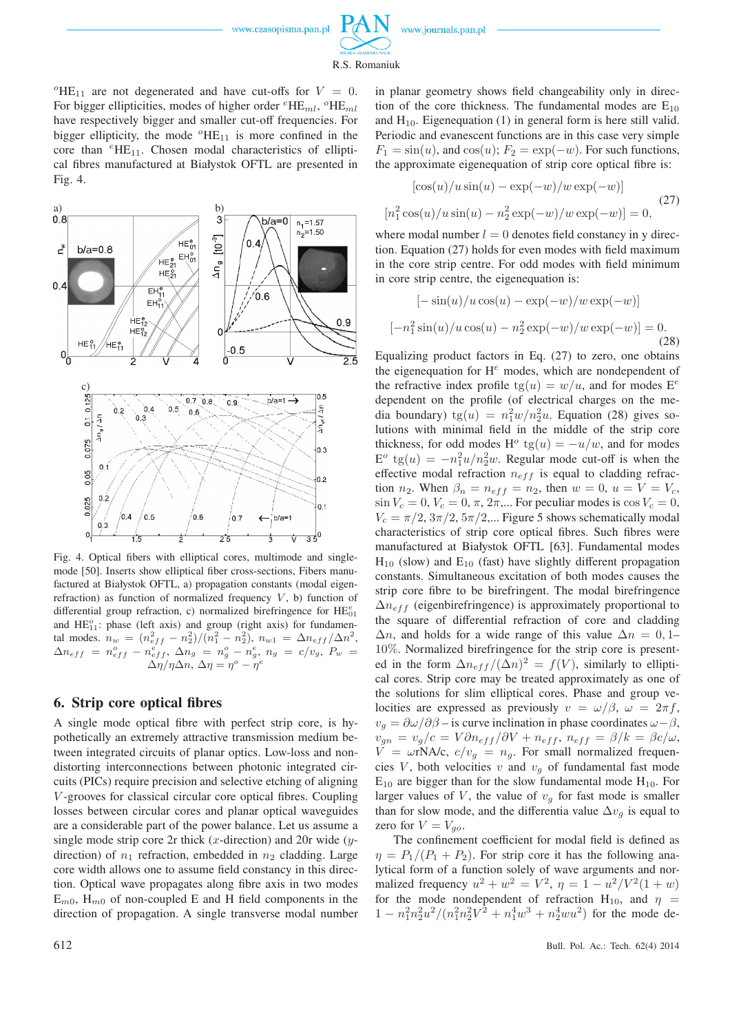$^{o}HE_{11}$ are not degenerated and have cut-offs for $V = 0$. For bigger ellipticities, modes of higher order $^{e}HE_{ml}$, $^{o}HE_{ml}$ have respectively bigger and smaller cut-off frequencies. For bigger ellipticity, the mode $^{o}HE_{11}$ is more confined in the core than $^{e}HE_{11}$. Chosen modal characteristics of elliptical fibres manufactured at Białystok OFTL are presented in Fig. 4.

Fig. 4. Optical fibers with elliptical cores, multimode and single-mode [50]. Inserts show elliptical fiber cross-sections, Fibers manufactured at Białystok OFTL, a) propagation constants (modal eigenrefraction) as function of normalized frequency $V$, b) function of differential group refraction, c) normalized birefringence for $HE^{e}_{01}$ and $HE^{o}_{11}$: phase (left axis) and group (right axis) for fundamental modes. $n_w = (n^2_{eff} - n^2_2)/(n^2_1 - n^2_2)$, $n_{w1} = \Delta n_{eff}/\Delta n^2$, $\Delta n_{eff} = n^o_{eff} - n^e_{eff}$, $\Delta n_g = n^o_g - n^e_g$, $n_g = c/v_g$, $P_w = \Delta\eta/\eta\Delta n$, $\Delta\eta = \eta^o - \eta^e$

## 6. Strip core optical fibres

A single mode optical fibre with perfect strip core, is hypothetically an extremely attractive transmission medium between integrated circuits of planar optics. Low-loss and non-distorting interconnections between photonic integrated circuits (PICs) require precision and selective etching of aligning $V$-grooves for classical circular core optical fibres. Coupling losses between circular cores and planar optical waveguides are a considerable part of the power balance. Let us assume a single mode strip core 2r thick ($x$-direction) and 20r wide ($y$-direction) of $n_1$ refraction, embedded in $n_2$ cladding. Large core width allows one to assume field constancy in this direction. Optical wave propagates along fibre axis in two modes $E_{m0}$, $H_{m0}$ of non-coupled E and H field components in the direction of propagation. A single transverse modal number in planar geometry shows field changeability only in direction of the core thickness. The fundamental modes are $E_{10}$ and $H_{10}$. Eigenequation (1) in general form is here still valid. Periodic and evanescent functions are in this case very simple $F_1 = \sin(u)$, and $\cos(u)$; $F_2 = \exp(-w)$. For such functions, the approximate eigenequation of strip core optical fibre is:

$$[\cos(u)/u\sin(u) - \exp(-w)/w\exp(-w)]$$
$$[n^2_1\cos(u)/u\sin(u) - n^2_2\exp(-w)/w\exp(-w)] = 0, \tag{27}$$

where modal number $l = 0$ denotes field constancy in y direction. Equation (27) holds for even modes with field maximum in the core strip centre. For odd modes with field minimum in core strip centre, the eigenequation is:

$$[-\sin(u)/u\cos(u) - \exp(-w)/w\exp(-w)]$$
$$[-n^2_1\sin(u)/u\cos(u) - n^2_2\exp(-w)/w\exp(-w)] = 0. \tag{28}$$

Equalizing product factors in Eq. (27) to zero, one obtains the eigenequation for $H^e$ modes, which are nondependent of the refractive index profile $\mathrm{tg}(u) = w/u$, and for modes $E^e$ dependent on the profile (of electrical charges on the media boundary) $\mathrm{tg}(u) = n^2_1 w/n^2_2 u$. Equation (28) gives solutions with minimal field in the middle of the strip core thickness, for odd modes $H^o$ $\mathrm{tg}(u) = -u/w$, and for modes $E^o$ $\mathrm{tg}(u) = -n^2_1 u/n^2_2 w$. Regular mode cut-off is when the effective modal refraction $n_{eff}$ is equal to cladding refraction $n_2$. When $\beta_n = n_{eff} = n_2$, then $w = 0$, $u = V = V_c$, $\sin V_c = 0$, $V_c = 0, \pi, 2\pi$,... For peculiar modes is $\cos V_c = 0$, $V_c = \pi/2, 3\pi/2, 5\pi/2$,... Figure 5 shows schematically modal characteristics of strip core optical fibres. Such fibres were manufactured at Białystok OFTL [63]. Fundamental modes $H_{10}$ (slow) and $E_{10}$ (fast) have slightly different propagation constants. Simultaneous excitation of both modes causes the strip core fibre to be birefringent. The modal birefringence $\Delta n_{eff}$ (eigenbirefringence) is approximately proportional to the square of differential refraction of core and cladding $\Delta n$, and holds for a wide range of this value $\Delta n = 0,1$–$10\%$. Normalized birefringence for the strip core is presented in the form $\Delta n_{eff}/(\Delta n)^2 = f(V)$, similarly to elliptical cores. Strip core may be treated approximately as one of the solutions for slim elliptical cores. Phase and group velocities are expressed as previously $v = \omega/\beta$, $\omega = 2\pi f$, $v_g = \partial\omega/\partial\beta$ – is curve inclination in phase coordinates $\omega - \beta$, $v_{gn} = v_g/c = V\partial n_{eff}/\partial V + n_{eff}$, $n_{eff} = \beta/k = \beta c/\omega$, $V = \omega$rNA/c, $c/v_g = n_g$. For small normalized frequencies $V$, both velocities $v$ and $v_g$ of fundamental fast mode $E_{10}$ are bigger than for the slow fundamental mode $H_{10}$. For larger values of $V$, the value of $v_g$ for fast mode is smaller than for slow mode, and the differentia value $\Delta v_g$ is equal to zero for $V = V_{go}$.

The confinement coefficient for modal field is defined as $\eta = P_1/(P_1 + P_2)$. For strip core it has the following analytical form of a function solely of wave arguments and normalized frequency $u^2 + w^2 = V^2$, $\eta = 1 - u^2/V^2(1 + w)$ for the mode nondependent of refraction $H_{10}$, and $\eta = 1 - n^2_1 n^2_2 u^2/(n^2_1 n^2_2 V^2 + n^4_1 w^3 + n^4_2 wu^2)$ for the mode de-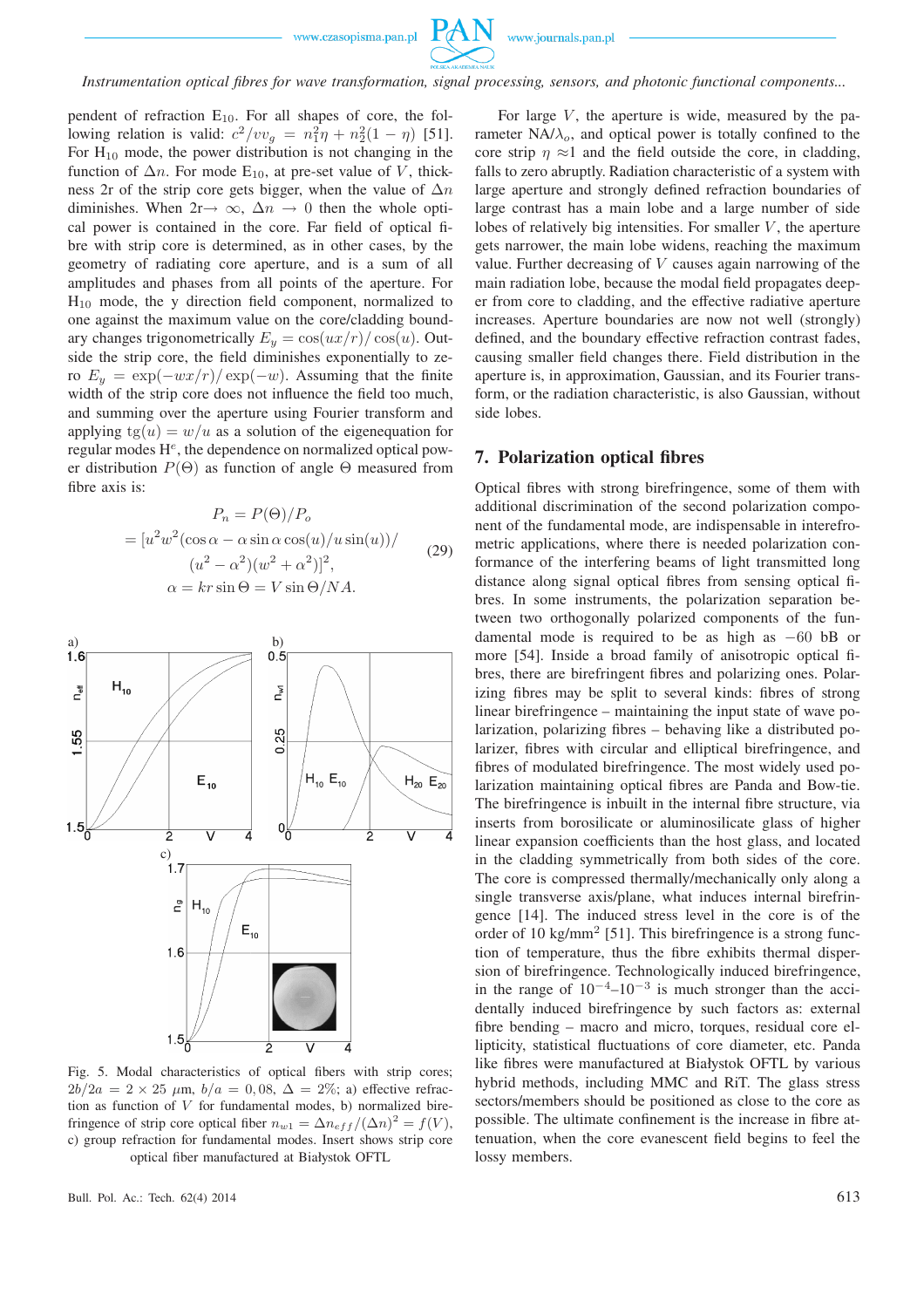pendent of refraction $E_{10}$. For all shapes of core, the following relation is valid: $c^2/vv_g = n_1^2\eta + n_2^2(1-\eta)$ [51]. For $H_{10}$ mode, the power distribution is not changing in the function of $\Delta n$. For mode $E_{10}$, at pre-set value of $V$, thickness 2r of the strip core gets bigger, when the value of $\Delta n$ diminishes. When $2r \rightarrow \infty$, $\Delta n \rightarrow 0$ then the whole optical power is contained in the core. Far field of optical fibre with strip core is determined, as in other cases, by the geometry of radiating core aperture, and is a sum of all amplitudes and phases from all points of the aperture. For $H_{10}$ mode, the y direction field component, normalized to one against the maximum value on the core/cladding boundary changes trigonometrically $E_y = \cos(ux/r)/\cos(u)$. Outside the strip core, the field diminishes exponentially to zero $E_y = \exp(-wx/r)/\exp(-w)$. Assuming that the finite width of the strip core does not influence the field too much, and summing over the aperture using Fourier transform and applying $\mathrm{tg}(u) = w/u$ as a solution of the eigenequation for regular modes $H^e$, the dependence on normalized optical power distribution $P(\Theta)$ as function of angle $\Theta$ measured from fibre axis is:

$$
\begin{aligned}
P_n &= P(\Theta)/P_o \\
&= [u^2w^2(\cos\alpha - \alpha\sin\alpha\cos(u)/u\sin(u))/ \\
&\quad (u^2-\alpha^2)(w^2+\alpha^2)]^2, \\
\alpha &= kr\sin\Theta = V\sin\Theta/NA.
\end{aligned}
\tag{29}
$$

Fig. 5. Modal characteristics of optical fibers with strip cores; $2b/2a = 2\times 25$ $\mu$m, $b/a = 0,08$, $\Delta = 2\%$; a) effective refraction as function of $V$ for fundamental modes, b) normalized birefringence of strip core optical fiber $n_{w1} = \Delta n_{eff}/(\Delta n)^2 = f(V)$, c) group refraction for fundamental modes. Insert shows strip core optical fiber manufactured at Białystok OFTL

For large $V$, the aperture is wide, measured by the parameter NA/$\lambda_o$, and optical power is totally confined to the core strip $\eta \approx 1$ and the field outside the core, in cladding, falls to zero abruptly. Radiation characteristic of a system with large aperture and strongly defined refraction boundaries of large contrast has a main lobe and a large number of side lobes of relatively big intensities. For smaller $V$, the aperture gets narrower, the main lobe widens, reaching the maximum value. Further decreasing of $V$ causes again narrowing of the main radiation lobe, because the modal field propagates deeper from core to cladding, and the effective radiative aperture increases. Aperture boundaries are now not well (strongly) defined, and the boundary effective refraction contrast fades, causing smaller field changes there. Field distribution in the aperture is, in approximation, Gaussian, and its Fourier transform, or the radiation characteristic, is also Gaussian, without side lobes.

## 7. Polarization optical fibres

Optical fibres with strong birefringence, some of them with additional discrimination of the second polarization component of the fundamental mode, are indispensable in interefrometric applications, where there is needed polarization conformance of the interfering beams of light transmitted long distance along signal optical fibres from sensing optical fibres. In some instruments, the polarization separation between two orthogonally polarized components of the fundamental mode is required to be as high as $-60$ bB or more [54]. Inside a broad family of anisotropic optical fibres, there are birefringent fibres and polarizing ones. Polarizing fibres may be split to several kinds: fibres of strong linear birefringence – maintaining the input state of wave polarization, polarizing fibres – behaving like a distributed polarizer, fibres with circular and elliptical birefringence, and fibres of modulated birefringence. The most widely used polarization maintaining optical fibres are Panda and Bow-tie. The birefringence is inbuilt in the internal fibre structure, via inserts from borosilicate or aluminosilicate glass of higher linear expansion coefficients than the host glass, and located in the cladding symmetrically from both sides of the core. The core is compressed thermally/mechanically only along a single transverse axis/plane, what induces internal birefringence [14]. The induced stress level in the core is of the order of 10 kg/mm$^2$ [51]. This birefringence is a strong function of temperature, thus the fibre exhibits thermal dispersion of birefringence. Technologically induced birefringence, in the range of $10^{-4}$–$10^{-3}$ is much stronger than the accidentally induced birefringence by such factors as: external fibre bending – macro and micro, torques, residual core ellipticity, statistical fluctuations of core diameter, etc. Panda like fibres were manufactured at Białystok OFTL by various hybrid methods, including MMC and RiT. The glass stress sectors/members should be positioned as close to the core as possible. The ultimate confinement is the increase in fibre attenuation, when the core evanescent field begins to feel the lossy members.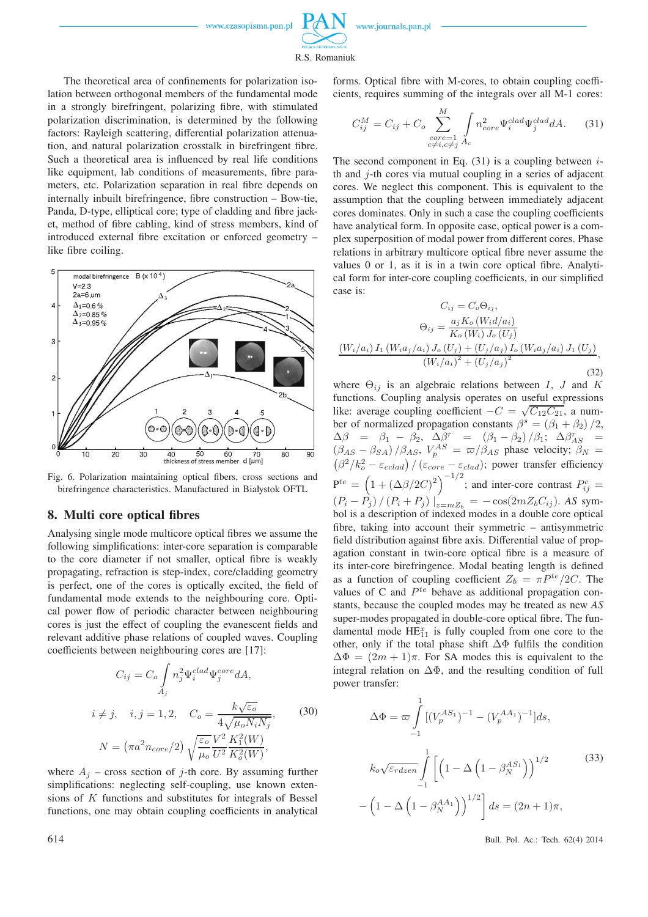The theoretical area of confinements for polarization isolation between orthogonal members of the fundamental mode in a strongly birefringent, polarizing fibre, with stimulated polarization discrimination, is determined by the following factors: Rayleigh scattering, differential polarization attenuation, and natural polarization crosstalk in birefringent fibre. Such a theoretical area is influenced by real life conditions like equipment, lab conditions of measurements, fibre parameters, etc. Polarization separation in real fibre depends on internally inbuilt birefringence, fibre construction – Bow-tie, Panda, D-type, elliptical core; type of cladding and fibre jacket, method of fibre cabling, kind of stress members, kind of introduced external fibre excitation or enforced geometry – like fibre coiling.

Fig. 6. Polarization maintaining optical fibers, cross sections and birefringence characteristics. Manufactured in Białystok OFTL

## 8. Multi core optical fibres

Analysing single mode multicore optical fibres we assume the following simplifications: inter-core separation is comparable to the core diameter if not smaller, optical fibre is weakly propagating, refraction is step-index, core/cladding geometry is perfect, one of the cores is optically excited, the field of fundamental mode extends to the neighbouring core. Optical power flow of periodic character between neighbouring cores is just the effect of coupling the evanescent fields and relevant additive phase relations of coupled waves. Coupling coefficients between neighbouring cores are [17]:

$$
\begin{gathered}
C_{ij} = C_o \int\limits_{A_j} n_j^2 \Psi_i^{clad} \Psi_j^{core} dA, \\
i \neq j, \quad i,j = 1,2, \quad C_o = \frac{k\sqrt{\varepsilon_o}}{4\sqrt{\mu_o N_i N_j}}, \\
N = \left(\pi a^2 n_{core}/2\right) \sqrt{\frac{\varepsilon_o}{\mu_o}} \frac{V^2}{U^2} \frac{K_1^2(W)}{K_o^2(W)},
\end{gathered}
\tag{30}
$$

where $A_j$ – cross section of $j$-th core. By assuming further simplifications: neglecting self-coupling, use known extensions of $K$ functions and substitutes for integrals of Bessel functions, one may obtain coupling coefficients in analytical forms. Optical fibre with M-cores, to obtain coupling coefficients, requires summing of the integrals over all M-1 cores:

$$
C_{ij}^M = C_{ij} + C_o \sum_{\substack{core=1 \\ c \neq i, c \neq j}}^{M} \int\limits_{A_c} n_{core}^2 \Psi_i^{clad} \Psi_j^{clad} dA. \tag{31}
$$

The second component in Eq. (31) is a coupling between $i$-th and $j$-th cores via mutual coupling in a series of adjacent cores. We neglect this component. This is equivalent to the assumption that the coupling between immediately adjacent cores dominates. Only in such a case the coupling coefficients have analytical form. In opposite case, optical power is a complex superposition of modal power from different cores. Phase relations in arbitrary multicore optical fibre never assume the values 0 or 1, as it is in a twin core optical fibre. Analytical form for inter-core coupling coefficients, in our simplified case is:

$$
\begin{gathered}
C_{ij} = C_o \Theta_{ij}, \\
\Theta_{ij} = \frac{a_j K_o \left(W_i d/a_i\right)}{K_o \left(W_i\right) J_o \left(U_j\right)} \\
\frac{\left(W_i/a_i\right) I_1 \left(W_i a_j/a_i\right) J_o \left(U_j\right) + \left(U_j/a_j\right) I_o \left(W_i a_j/a_i\right) J_1 \left(U_j\right)}{\left(W_i/a_i\right)^2 + \left(U_j/a_j\right)^2},
\end{gathered}
\tag{32}
$$

where $\Theta_{ij}$ is an algebraic relations between $I$, $J$ and $K$ functions. Coupling analysis operates on useful expressions like: average coupling coefficient $-C = \sqrt{C_{12}C_{21}}$, a number of normalized propagation constants $\beta^s = (\beta_1 + \beta_2)/2$, $\Delta\beta = \beta_1 - \beta_2$, $\Delta\beta^r = (\beta_1 - \beta_2)/\beta_1$; $\Delta\beta_{AS}^r = (\beta_{AS} - \beta_{SA})/\beta_{AS}$, $V_p^{AS} = \varpi/\beta_{AS}$ phase velocity; $\beta_N = \left(\beta^2/k_o^2 - \varepsilon_{cclad}\right)/\left(\varepsilon_{core} - \varepsilon_{clad}\right)$; power transfer efficiency $P^{te} = \left(1 + (\Delta\beta/2C)^2\right)^{-1/2}$; and inter-core contrast $P_{ij}^c = \left(P_i - P_j\right)/\left(P_i + P_j\right)|_{z=mZ_b} = -\cos(2mZ_bC_{ij})$. *AS* symbol is a description of indexed modes in a double core optical fibre, taking into account their symmetric – antisymmetric field distribution against fibre axis. Differential value of propagation constant in twin-core optical fibre is a measure of its inter-core birefringence. Modal beating length is defined as a function of coupling coefficient $Z_b = \pi P^{te}/2C$. The values of C and $P^{te}$ behave as additional propagation constants, because the coupled modes may be treated as new *AS* super-modes propagated in double-core optical fibre. The fundamental mode $HE_{11}^x$ is fully coupled from one core to the other, only if the total phase shift $\Delta\Phi$ fulfils the condition $\Delta\Phi = (2m+1)\pi$. For SA modes this is equivalent to the integral relation on $\Delta\Phi$, and the resulting condition of full power transfer:

$$
\begin{gathered}
\Delta\Phi = \varpi \int\limits_{-1}^{1} [(V_p^{AS_1})^{-1} - (V_p^{AA_1})^{-1}] ds, \\
k_o \sqrt{\varepsilon_{rdzen}} \int\limits_{-1}^{1} \left[ \left(1 - \Delta\left(1 - \beta_N^{AS_1}\right)\right)^{1/2} \right. \\
\left. - \left(1 - \Delta\left(1 - \beta_N^{AA_1}\right)\right)^{1/2} \right] ds = (2n+1)\pi,
\end{gathered}
\tag{33}
$$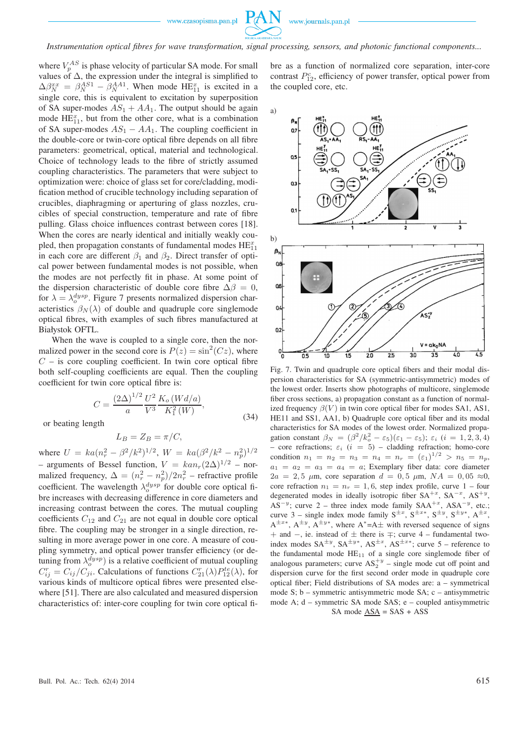where $V_p^{AS}$ is phase velocity of particular SA mode. For small values of $\Delta$, the expression under the integral is simplified to $\Delta\beta_N^{xx} = \beta_N^{AS1} - \beta_N^{AA1}$. When mode $HE_{11}^x$ is excited in a single core, this is equivalent to excitation by superposition of SA super-modes $AS_1 + AA_1$. The output should be again mode $HE_{11}^x$, but from the other core, what is a combination of SA super-modes $AS_1 - AA_1$. The coupling coefficient in the double-core or twin-core optical fibre depends on all fibre parameters: geometrical, optical, material and technological. Choice of technology leads to the fibre of strictly assumed coupling characteristics. The parameters that were subject to optimization were: choice of glass set for core/cladding, modification method of crucible technology including separation of crucibles, diaphragming or aperturing of glass nozzles, crucibles of special construction, temperature and rate of fibre pulling. Glass choice influences contrast between cores [18]. When the cores are nearly identical and initially weakly coupled, then propagation constants of fundamental modes $HE_{11}^x$ in each core are different $\beta_1$ and $\beta_2$. Direct transfer of optical power between fundamental modes is not possible, when the modes are not perfectly fit in phase. At some point of the dispersion characteristic of double core fibre $\Delta\beta = 0$, for $\lambda = \lambda_o^{dysp}$. Figure 7 presents normalized dispersion characteristics $\beta_N(\lambda)$ of double and quadruple core singlemode optical fibres, with examples of such fibres manufactured at Białystok OFTL.

When the wave is coupled to a single core, then the normalized power in the second core is $P(z) = \sin^2(Cz)$, where $C$ – is core coupling coefficient. In twin core optical fibre both self-coupling coefficients are equal. Then the coupling coefficient for twin core optical fibre is:

$$C = \frac{(2\Delta)^{1/2}}{a}\frac{U^2}{V^3}\frac{K_o(Wd/a)}{K_1^2(W)}, \tag{34}$$

or beating length

$$L_B = Z_B = \pi/C,$$

where $U = ka(n_r^2 - \beta^2/k^2)^{1/2}$, $W = ka(\beta^2/k^2 - n_p^2)^{1/2}$ – arguments of Bessel function, $V = kan_r(2\Delta)^{1/2}$ – normalized frequency, $\Delta = (n_r^2 - n_p^2)/2n_r^2$ – refractive profile coefficient. The wavelength $\lambda_o^{dysp}$ for double core optical fibre increases with decreasing difference in core diameters and increasing contrast between the cores. The mutual coupling coefficients $C_{12}$ and $C_{21}$ are not equal in double core optical fibre. The coupling may be stronger in a single direction, resulting in more average power in one core. A measure of coupling symmetry, and optical power transfer efficiency (or detuning from $\lambda_o^{dysp}$) is a relative coefficient of mutual coupling $C_{ij}^r = C_{ij}/C_{ji}$. Calculations of functions $C_{21}^r(\lambda)P_{12}^{tc}(\lambda)$, for various kinds of multicore optical fibres were presented elsewhere [51]. There are also calculated and measured dispersion characteristics of: inter-core coupling for twin core optical fibre as a function of normalized core separation, inter-core contrast $P_{12}^c$, efficiency of power transfer, optical power from the coupled core, etc.

Fig. 7. Twin and quadruple core optical fibers and their modal dispersion characteristics for SA (symmetric-antisymmetric) modes of the lowest order. Inserts show photographs of multicore, singlemode fiber cross sections, a) propagation constant as a function of normalized frequency $\beta(V)$ in twin core optical fiber for modes SA1, AS1, HE11 and SS1, AA1, b) Quadruple core optical fiber and its modal characteristics for SA modes of the lowest order. Normalized propagation constant $\beta_N = (\beta^2/k_o^2 - \varepsilon_5)(\varepsilon_1 - \varepsilon_5)$; $\varepsilon_i$ $(i = 1,2,3,4)$ – core refractions; $\varepsilon_i$ $(i = 5)$ – cladding refraction; homo-core condition $n_1 = n_2 = n_3 = n_4 = n_r = (\varepsilon_1)^{1/2} > n_5 = n_p$, $a_1 = a_2 = a_3 = a_4 = a$; Exemplary fiber data: core diameter $2a = 2,5$ μm, core separation $d = 0,5$ μm, $NA = 0,05 \approx 0$, core refraction $n_1 = n_r = 1,6$, step index profile, curve 1 – four degenerated modes in ideally isotropic fiber $SA^{+x}$, $SA^{-x}$, $AS^{+y}$, $AS^{-y}$; curve 2 – three index mode family $SAA^{+x}$, $ASA^{-y}$, etc.; curve 3 – single index mode family $S^{\pm x}$, $S^{\pm x*}$, $S^{\pm y}$, $S^{\pm y*}$, $A^{\pm x}$, $A^{\pm x*}$, $A^{\pm y}$, $A^{\pm y*}$, where $A^*$=A± with reversed sequence of signs + and −, ie. instead of ± there is ∓; curve 4 – fundamental two-index modes $SA^{\pm y}$, $SA^{\pm y*}$, $AS^{\pm x}$, $AS^{\pm x*}$; curve 5 – reference to the fundamental mode $HE_{11}$ of a single core singlemode fiber of analogous parameters; curve $AS_2^{+y}$ – single mode cut off point and dispersion curve for the first second order mode in quadruple core optical fiber; Field distributions of SA modes are: a – symmetrical mode S; b – symmetric antisymmetric mode SA; c – antisymmetric mode A; d – symmetric SA mode SAS; e – coupled antisymmetric SA mode ASA = SAS + ASS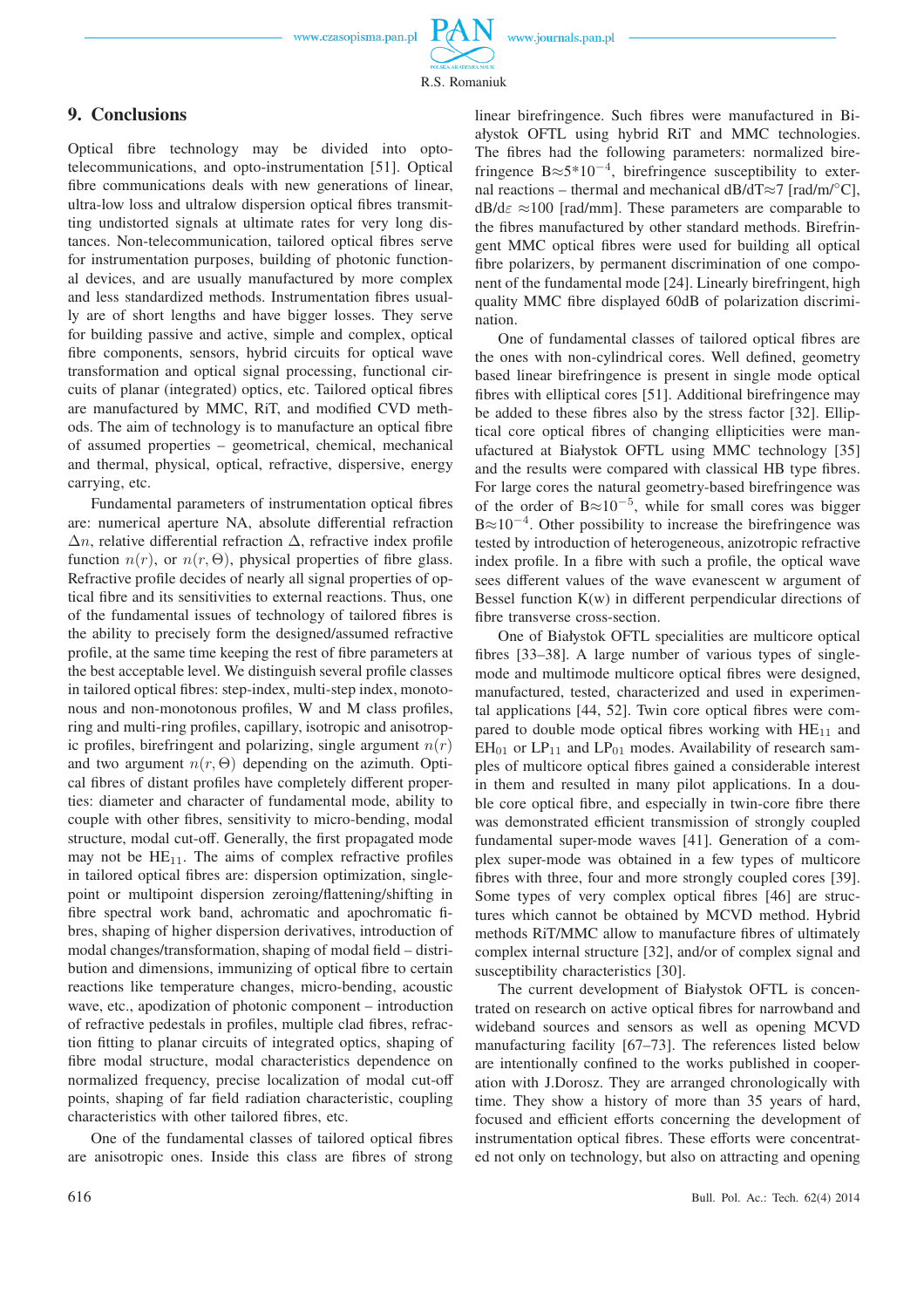## 9. Conclusions

Optical fibre technology may be divided into opto-telecommunications, and opto-instrumentation [51]. Optical fibre communications deals with new generations of linear, ultra-low loss and ultralow dispersion optical fibres transmitting undistorted signals at ultimate rates for very long distances. Non-telecommunication, tailored optical fibres serve for instrumentation purposes, building of photonic functional devices, and are usually manufactured by more complex and less standardized methods. Instrumentation fibres usually are of short lengths and have bigger losses. They serve for building passive and active, simple and complex, optical fibre components, sensors, hybrid circuits for optical wave transformation and optical signal processing, functional circuits of planar (integrated) optics, etc. Tailored optical fibres are manufactured by MMC, RiT, and modified CVD methods. The aim of technology is to manufacture an optical fibre of assumed properties – geometrical, chemical, mechanical and thermal, physical, optical, refractive, dispersive, energy carrying, etc.

Fundamental parameters of instrumentation optical fibres are: numerical aperture NA, absolute differential refraction $\Delta n$, relative differential refraction $\Delta$, refractive index profile function $n(r)$, or $n(r,\Theta)$, physical properties of fibre glass. Refractive profile decides of nearly all signal properties of optical fibre and its sensitivities to external reactions. Thus, one of the fundamental issues of technology of tailored fibres is the ability to precisely form the designed/assumed refractive profile, at the same time keeping the rest of fibre parameters at the best acceptable level. We distinguish several profile classes in tailored optical fibres: step-index, multi-step index, monotonous and non-monotonous profiles, W and M class profiles, ring and multi-ring profiles, capillary, isotropic and anisotropic profiles, birefringent and polarizing, single argument $n(r)$ and two argument $n(r,\Theta)$ depending on the azimuth. Optical fibres of distant profiles have completely different properties: diameter and character of fundamental mode, ability to couple with other fibres, sensitivity to micro-bending, modal structure, modal cut-off. Generally, the first propagated mode may not be $HE_{11}$. The aims of complex refractive profiles in tailored optical fibres are: dispersion optimization, single-point or multipoint dispersion zeroing/flattening/shifting in fibre spectral work band, achromatic and apochromatic fibres, shaping of higher dispersion derivatives, introduction of modal changes/transformation, shaping of modal field – distribution and dimensions, immunizing of optical fibre to certain reactions like temperature changes, micro-bending, acoustic wave, etc., apodization of photonic component – introduction of refractive pedestals in profiles, multiple clad fibres, refraction fitting to planar circuits of integrated optics, shaping of fibre modal structure, modal characteristics dependence on normalized frequency, precise localization of modal cut-off points, shaping of far field radiation characteristic, coupling characteristics with other tailored fibres, etc.

One of the fundamental classes of tailored optical fibres are anisotropic ones. Inside this class are fibres of strong linear birefringence. Such fibres were manufactured in Białystok OFTL using hybrid RiT and MMC technologies. The fibres had the following parameters: normalized birefringence $B \approx 5 \cdot 10^{-4}$, birefringence susceptibility to external reactions – thermal and mechanical $dB/dT \approx 7$ [rad/m/°C], $dB/d\varepsilon \approx 100$ [rad/mm]. These parameters are comparable to the fibres manufactured by other standard methods. Birefringent MMC optical fibres were used for building all optical fibre polarizers, by permanent discrimination of one component of the fundamental mode [24]. Linearly birefringent, high quality MMC fibre displayed 60dB of polarization discrimination.

One of fundamental classes of tailored optical fibres are the ones with non-cylindrical cores. Well defined, geometry based linear birefringence is present in single mode optical fibres with elliptical cores [51]. Additional birefringence may be added to these fibres also by the stress factor [32]. Elliptical core optical fibres of changing ellipticities were manufactured at Białystok OFTL using MMC technology [35] and the results were compared with classical HB type fibres. For large cores the natural geometry-based birefringence was of the order of $B \approx 10^{-5}$, while for small cores was bigger $B \approx 10^{-4}$. Other possibility to increase the birefringence was tested by introduction of heterogeneous, anizotropic refractive index profile. In a fibre with such a profile, the optical wave sees different values of the wave evanescent w argument of Bessel function K(w) in different perpendicular directions of fibre transverse cross-section.

One of Białystok OFTL specialities are multicore optical fibres [33–38]. A large number of various types of single-mode and multimode multicore optical fibres were designed, manufactured, tested, characterized and used in experimental applications [44, 52]. Twin core optical fibres were compared to double mode optical fibres working with $HE_{11}$ and $EH_{01}$ or $LP_{11}$ and $LP_{01}$ modes. Availability of research samples of multicore optical fibres gained a considerable interest in them and resulted in many pilot applications. In a double core optical fibre, and especially in twin-core fibre there was demonstrated efficient transmission of strongly coupled fundamental super-mode waves [41]. Generation of a complex super-mode was obtained in a few types of multicore fibres with three, four and more strongly coupled cores [39]. Some types of very complex optical fibres [46] are structures which cannot be obtained by MCVD method. Hybrid methods RiT/MMC allow to manufacture fibres of ultimately complex internal structure [32], and/or of complex signal and susceptibility characteristics [30].

The current development of Białystok OFTL is concentrated on research on active optical fibres for narrowband and wideband sources and sensors as well as opening MCVD manufacturing facility [67–73]. The references listed below are intentionally confined to the works published in cooperation with J.Dorosz. They are arranged chronologically with time. They show a history of more than 35 years of hard, focused and efficient efforts concerning the development of instrumentation optical fibres. These efforts were concentrated not only on technology, but also on attracting and opening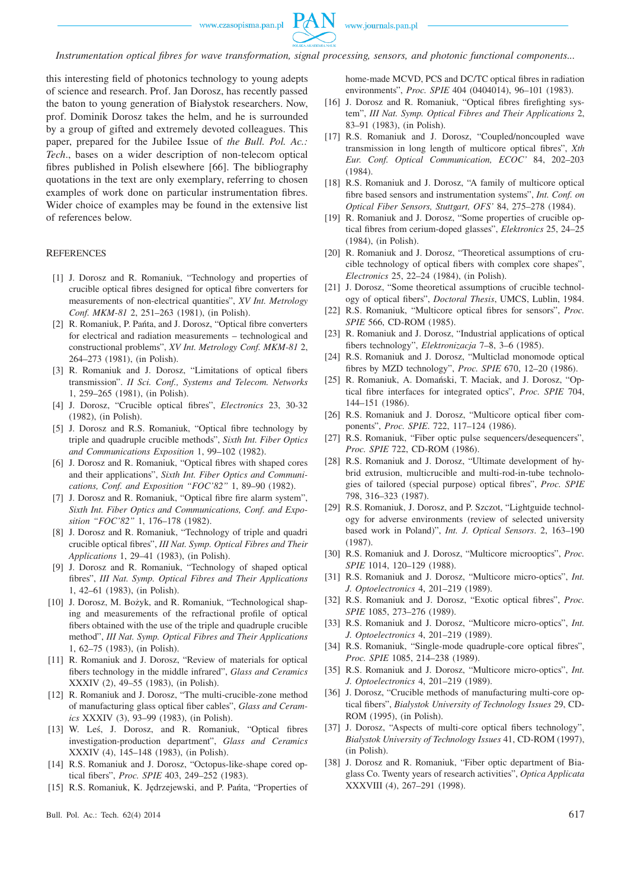this interesting field of photonics technology to young adepts of science and research. Prof. Jan Dorosz, has recently passed the baton to young generation of Białystok researchers. Now, prof. Dominik Dorosz takes the helm, and he is surrounded by a group of gifted and extremely devoted colleagues. This paper, prepared for the Jubilee Issue of *the Bull. Pol. Ac.: Tech.*, bases on a wider description of non-telecom optical fibres published in Polish elsewhere [66]. The bibliography quotations in the text are only exemplary, referring to chosen examples of work done on particular instrumentation fibres. Wider choice of examples may be found in the extensive list of references below.

## REFERENCES

[1] J. Dorosz and R. Romaniuk, "Technology and properties of crucible optical fibres designed for optical fibre converters for measurements of non-electrical quantities", *XV Int. Metrology Conf. MKM-81* 2, 251–263 (1981), (in Polish).

[2] R. Romaniuk, P. Pańta, and J. Dorosz, "Optical fibre converters for electrical and radiation measurements – technological and constructional problems", *XV Int. Metrology Conf. MKM-81* 2, 264–273 (1981), (in Polish).

[3] R. Romaniuk and J. Dorosz, "Limitations of optical fibers transmission". *II Sci. Conf., Systems and Telecom. Networks* 1, 259–265 (1981), (in Polish).

[4] J. Dorosz, "Crucible optical fibres", *Electronics* 23, 30-32 (1982), (in Polish).

[5] J. Dorosz and R.S. Romaniuk, "Optical fibre technology by triple and quadruple crucible methods", *Sixth Int. Fiber Optics and Communications Exposition* 1, 99–102 (1982).

[6] J. Dorosz and R. Romaniuk, "Optical fibres with shaped cores and their applications", *Sixth Int. Fiber Optics and Communications, Conf. and Exposition "FOC'82"* 1, 89–90 (1982).

[7] J. Dorosz and R. Romaniuk, "Optical fibre fire alarm system", *Sixth Int. Fiber Optics and Communications, Conf. and Exposition "FOC'82"* 1, 176–178 (1982).

[8] J. Dorosz and R. Romaniuk, "Technology of triple and quadri crucible optical fibres", *III Nat. Symp. Optical Fibres and Their Applications* 1, 29–41 (1983), (in Polish).

[9] J. Dorosz and R. Romaniuk, "Technology of shaped optical fibres", *III Nat. Symp. Optical Fibres and Their Applications* 1, 42–61 (1983), (in Polish).

[10] J. Dorosz, M. Bożyk, and R. Romaniuk, "Technological shaping and measurements of the refractional profile of optical fibers obtained with the use of the triple and quadruple crucible method", *III Nat. Symp. Optical Fibres and Their Applications* 1, 62–75 (1983), (in Polish).

[11] R. Romaniuk and J. Dorosz, "Review of materials for optical fibers technology in the middle infrared", *Glass and Ceramics* XXXIV (2), 49–55 (1983), (in Polish).

[12] R. Romaniuk and J. Dorosz, "The multi-crucible-zone method of manufacturing glass optical fiber cables", *Glass and Ceramics* XXXIV (3), 93–99 (1983), (in Polish).

[13] W. Leś, J. Dorosz, and R. Romaniuk, "Optical fibres investigation-production department", *Glass and Ceramics* XXXIV (4), 145–148 (1983), (in Polish).

[14] R.S. Romaniuk and J. Dorosz, "Octopus-like-shape cored optical fibers", *Proc. SPIE* 403, 249–252 (1983).

[15] R.S. Romaniuk, K. Jędrzejewski, and P. Pańta, "Properties of home-made MCVD, PCS and DC/TC optical fibres in radiation environments", *Proc. SPIE* 404 (0404014), 96–101 (1983).

[16] J. Dorosz and R. Romaniuk, "Optical fibres firefighting system", *III Nat. Symp. Optical Fibres and Their Applications* 2, 83–91 (1983), (in Polish).

[17] R.S. Romaniuk and J. Dorosz, "Coupled/noncoupled wave transmission in long length of multicore optical fibres", *Xth Eur. Conf. Optical Communication, ECOC' 84*, 202–203 (1984).

[18] R.S. Romaniuk and J. Dorosz, "A family of multicore optical fibre based sensors and instrumentation systems", *Int. Conf. on Optical Fiber Sensors, Stuttgart, OFS' 84*, 275–278 (1984).

[19] R. Romaniuk and J. Dorosz, "Some properties of crucible optical fibres from cerium-doped glasses", *Elektronics* 25, 24–25 (1984), (in Polish).

[20] R. Romaniuk and J. Dorosz, "Theoretical assumptions of crucible technology of optical fibers with complex core shapes", *Electronics* 25, 22–24 (1984), (in Polish).

[21] J. Dorosz, "Some theoretical assumptions of crucible technology of optical fibers", *Doctoral Thesis*, UMCS, Lublin, 1984.

[22] R.S. Romaniuk, "Multicore optical fibres for sensors", *Proc. SPIE* 566, CD-ROM (1985).

[23] R. Romaniuk and J. Dorosz, "Industrial applications of optical fibers technology", *Elektronizacja* 7–8, 3–6 (1985).

[24] R.S. Romaniuk and J. Dorosz, "Multiclad monomode optical fibres by MZD technology", *Proc. SPIE* 670, 12–20 (1986).

[25] R. Romaniuk, A. Domański, T. Maciak, and J. Dorosz, "Optical fibre interfaces for integrated optics", *Proc. SPIE* 704, 144–151 (1986).

[26] R.S. Romaniuk and J. Dorosz, "Multicore optical fiber components", *Proc. SPIE*. 722, 117–124 (1986).

[27] R.S. Romaniuk, "Fiber optic pulse sequencers/desequencers", *Proc. SPIE* 722, CD-ROM (1986).

[28] R.S. Romaniuk and J. Dorosz, "Ultimate development of hybrid extrusion, multicrucible and multi-rod-in-tube technologies of tailored (special purpose) optical fibres", *Proc. SPIE* 798, 316–323 (1987).

[29] R.S. Romaniuk, J. Dorosz, and P. Szczot, "Lightguide technology for adverse environments (review of selected university based work in Poland)", *Int. J. Optical Sensors*. 2, 163–190 (1987).

[30] R.S. Romaniuk and J. Dorosz, "Multicore microoptics", *Proc. SPIE* 1014, 120–129 (1988).

[31] R.S. Romaniuk and J. Dorosz, "Multicore micro-optics", *Int. J. Optoelectronics* 4, 201–219 (1989).

[32] R.S. Romaniuk and J. Dorosz, "Exotic optical fibres", *Proc. SPIE* 1085, 273–276 (1989).

[33] R.S. Romaniuk and J. Dorosz, "Multicore micro-optics", *Int. J. Optoelectronics* 4, 201–219 (1989).

[34] R.S. Romaniuk, "Single-mode quadruple-core optical fibres", *Proc. SPIE* 1085, 214–238 (1989).

[35] R.S. Romaniuk and J. Dorosz, "Multicore micro-optics", *Int. J. Optoelectronics* 4, 201–219 (1989).

[36] J. Dorosz, "Crucible methods of manufacturing multi-core optical fibers", *Bialystok University of Technology Issues* 29, CD-ROM (1995), (in Polish).

[37] J. Dorosz, "Aspects of multi-core optical fibers technology", *Bialystok University of Technology Issues* 41, CD-ROM (1997), (in Polish).

[38] J. Dorosz and R. Romaniuk, "Fiber optic department of Biaglass Co. Twenty years of research activities", *Optica Applicata* XXXVIII (4), 267–291 (1998).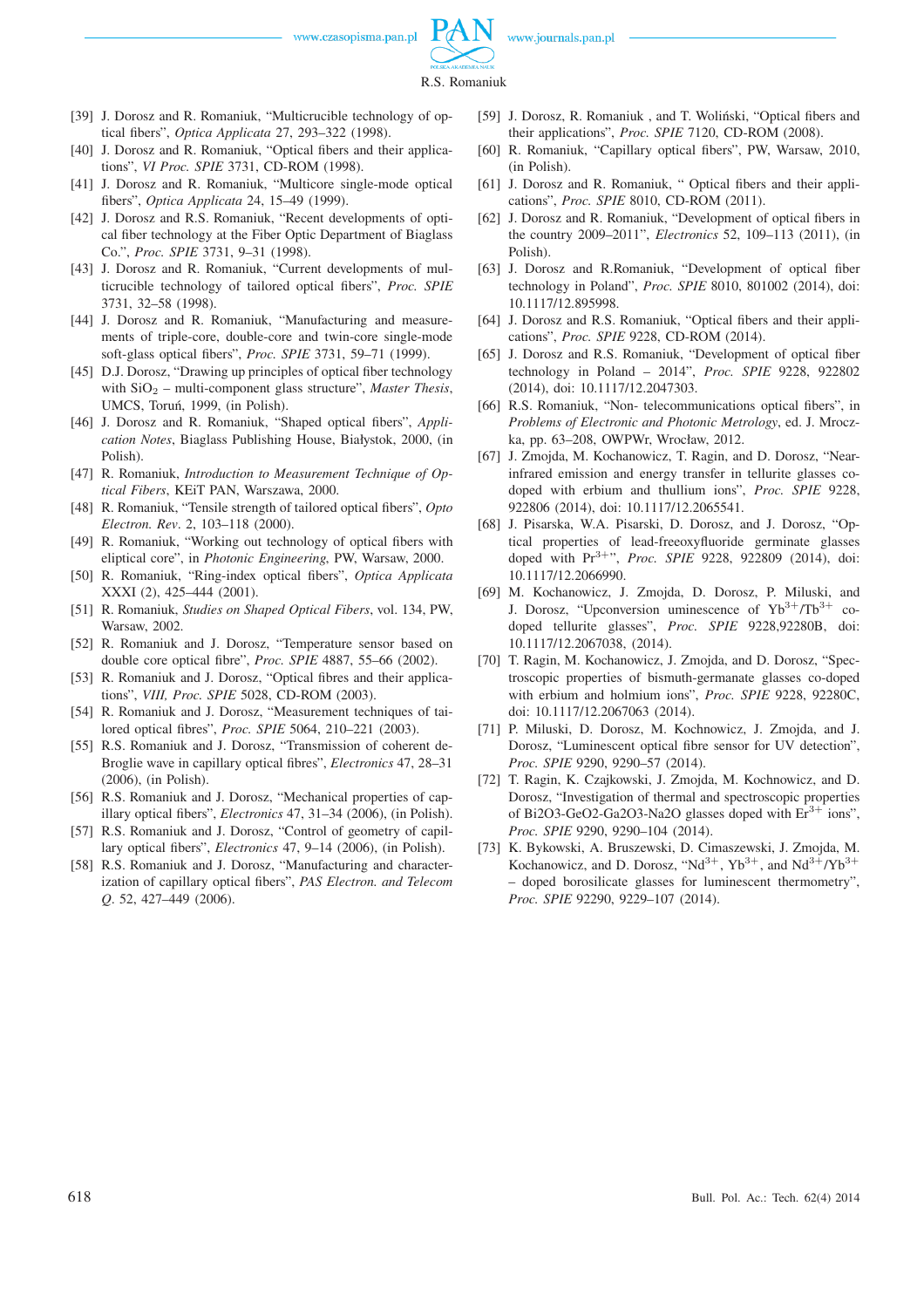[39] J. Dorosz and R. Romaniuk, "Multicrucible technology of optical fibers", *Optica Applicata* 27, 293–322 (1998).

[40] J. Dorosz and R. Romaniuk, "Optical fibers and their applications", *VI Proc. SPIE* 3731, CD-ROM (1998).

[41] J. Dorosz and R. Romaniuk, "Multicore single-mode optical fibers", *Optica Applicata* 24, 15–49 (1999).

[42] J. Dorosz and R.S. Romaniuk, "Recent developments of optical fiber technology at the Fiber Optic Department of Biaglass Co.", *Proc. SPIE* 3731, 9–31 (1998).

[43] J. Dorosz and R. Romaniuk, "Current developments of multicrucible technology of tailored optical fibers", *Proc. SPIE* 3731, 32–58 (1998).

[44] J. Dorosz and R. Romaniuk, "Manufacturing and measurements of triple-core, double-core and twin-core single-mode soft-glass optical fibers", *Proc. SPIE* 3731, 59–71 (1999).

[45] D.J. Dorosz, "Drawing up principles of optical fiber technology with $SiO_2$ – multi-component glass structure", *Master Thesis*, UMCS, Toruń, 1999, (in Polish).

[46] J. Dorosz and R. Romaniuk, "Shaped optical fibers", *Application Notes*, Biaglass Publishing House, Białystok, 2000, (in Polish).

[47] R. Romaniuk, *Introduction to Measurement Technique of Optical Fibers*, KEiT PAN, Warszawa, 2000.

[48] R. Romaniuk, "Tensile strength of tailored optical fibers", *Opto Electron. Rev*. 2, 103–118 (2000).

[49] R. Romaniuk, "Working out technology of optical fibers with eliptical core", in *Photonic Engineering*, PW, Warsaw, 2000.

[50] R. Romaniuk, "Ring-index optical fibers", *Optica Applicata* XXXI (2), 425–444 (2001).

[51] R. Romaniuk, *Studies on Shaped Optical Fibers*, vol. 134, PW, Warsaw, 2002.

[52] R. Romaniuk and J. Dorosz, "Temperature sensor based on double core optical fibre", *Proc. SPIE* 4887, 55–66 (2002).

[53] R. Romaniuk and J. Dorosz, "Optical fibres and their applications", *VIII, Proc. SPIE* 5028, CD-ROM (2003).

[54] R. Romaniuk and J. Dorosz, "Measurement techniques of tailored optical fibres", *Proc. SPIE* 5064, 210–221 (2003).

[55] R.S. Romaniuk and J. Dorosz, "Transmission of coherent deBroglie wave in capillary optical fibres", *Electronics* 47, 28–31 (2006), (in Polish).

[56] R.S. Romaniuk and J. Dorosz, "Mechanical properties of capillary optical fibers", *Electronics* 47, 31–34 (2006), (in Polish).

[57] R.S. Romaniuk and J. Dorosz, "Control of geometry of capillary optical fibers", *Electronics* 47, 9–14 (2006), (in Polish).

[58] R.S. Romaniuk and J. Dorosz, "Manufacturing and characterization of capillary optical fibers", *PAS Electron. and Telecom Q*. 52, 427–449 (2006).

[59] J. Dorosz, R. Romaniuk , and T. Woliński, "Optical fibers and their applications", *Proc. SPIE* 7120, CD-ROM (2008).

[60] R. Romaniuk, "Capillary optical fibers", PW, Warsaw, 2010, (in Polish).

[61] J. Dorosz and R. Romaniuk, " Optical fibers and their applications", *Proc. SPIE* 8010, CD-ROM (2011).

[62] J. Dorosz and R. Romaniuk, "Development of optical fibers in the country 2009–2011", *Electronics* 52, 109–113 (2011), (in Polish).

[63] J. Dorosz and R.Romaniuk, "Development of optical fiber technology in Poland", *Proc. SPIE* 8010, 801002 (2014), doi: 10.1117/12.895998.

[64] J. Dorosz and R.S. Romaniuk, "Optical fibers and their applications", *Proc. SPIE* 9228, CD-ROM (2014).

[65] J. Dorosz and R.S. Romaniuk, "Development of optical fiber technology in Poland – 2014", *Proc. SPIE* 9228, 922802 (2014), doi: 10.1117/12.2047303.

[66] R.S. Romaniuk, "Non- telecommunications optical fibers", in *Problems of Electronic and Photonic Metrology*, ed. J. Mroczka, pp. 63–208, OWPWr, Wrocław, 2012.

[67] J. Zmojda, M. Kochanowicz, T. Ragin, and D. Dorosz, "Near-infrared emission and energy transfer in tellurite glasses co-doped with erbium and thullium ions", *Proc. SPIE* 9228, 922806 (2014), doi: 10.1117/12.2065541.

[68] J. Pisarska, W.A. Pisarski, D. Dorosz, and J. Dorosz, "Optical properties of lead-freeoxyfluoride germinate glasses doped with $Pr^{3+}$", *Proc. SPIE* 9228, 922809 (2014), doi: 10.1117/12.2066990.

[69] M. Kochanowicz, J. Zmojda, D. Dorosz, P. Miluski, and J. Dorosz, "Upconversion uminescence of $Yb^{3+}$/$Tb^{3+}$ co-doped tellurite glasses", *Proc. SPIE* 9228,92280B, doi: 10.1117/12.2067038, (2014).

[70] T. Ragin, M. Kochanowicz, J. Zmojda, and D. Dorosz, "Spectroscopic properties of bismuth-germanate glasses co-doped with erbium and holmium ions", *Proc. SPIE* 9228, 92280C, doi: 10.1117/12.2067063 (2014).

[71] P. Miluski, D. Dorosz, M. Kochnowicz, J. Zmojda, and J. Dorosz, "Luminescent optical fibre sensor for UV detection", *Proc. SPIE* 9290, 9290–57 (2014).

[72] T. Ragin, K. Czajkowski, J. Zmojda, M. Kochnowicz, and D. Dorosz, "Investigation of thermal and spectroscopic properties of Bi2O3-GeO2-Ga2O3-Na2O glasses doped with $Er^{3+}$ ions", *Proc. SPIE* 9290, 9290–104 (2014).

[73] K. Bykowski, A. Bruszewski, D. Cimaszewski, J. Zmojda, M. Kochanowicz, and D. Dorosz, "$Nd^{3+}$, $Yb^{3+}$, and $Nd^{3+}$/$Yb^{3+}$ – doped borosilicate glasses for luminescent thermometry", *Proc. SPIE* 92290, 9229–107 (2014).